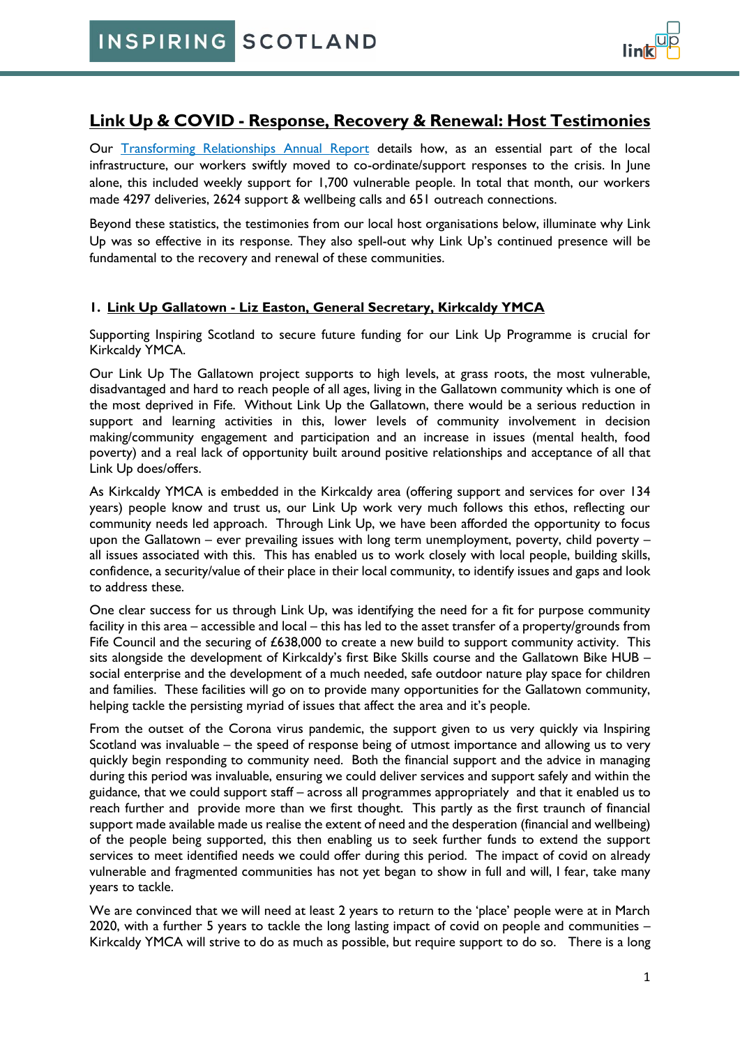# Link Up & COVID - Response, Recovery & Renewal: Host Testimonies

Our Transforming Relationships Annual Report details how, as an essential part of the local infrastructure, our workers swiftly moved to co-ordinate/support responses to the crisis. In June alone, this included weekly support for 1,700 vulnerable people. In total that month, our workers made 4297 deliveries, 2624 support & wellbeing calls and 651 outreach connections.

Beyond these statistics, the testimonies from our local host organisations below, illuminate why Link Up was so effective in its response. They also spell-out why Link Up's continued presence will be fundamental to the recovery and renewal of these communities.

## 1. Link Up Gallatown - Liz Easton, General Secretary, Kirkcaldy YMCA

Supporting Inspiring Scotland to secure future funding for our Link Up Programme is crucial for Kirkcaldy YMCA.

Our Link Up The Gallatown project supports to high levels, at grass roots, the most vulnerable, disadvantaged and hard to reach people of all ages, living in the Gallatown community which is one of the most deprived in Fife. Without Link Up the Gallatown, there would be a serious reduction in support and learning activities in this, lower levels of community involvement in decision making/community engagement and participation and an increase in issues (mental health, food poverty) and a real lack of opportunity built around positive relationships and acceptance of all that Link Up does/offers.

As Kirkcaldy YMCA is embedded in the Kirkcaldy area (offering support and services for over 134 years) people know and trust us, our Link Up work very much follows this ethos, reflecting our community needs led approach. Through Link Up, we have been afforded the opportunity to focus upon the Gallatown – ever prevailing issues with long term unemployment, poverty, child poverty – all issues associated with this. This has enabled us to work closely with local people, building skills, confidence, a security/value of their place in their local community, to identify issues and gaps and look to address these.

One clear success for us through Link Up, was identifying the need for a fit for purpose community facility in this area – accessible and local – this has led to the asset transfer of a property/grounds from Fife Council and the securing of £638,000 to create a new build to support community activity. This sits alongside the development of Kirkcaldy's first Bike Skills course and the Gallatown Bike HUB – social enterprise and the development of a much needed, safe outdoor nature play space for children and families. These facilities will go on to provide many opportunities for the Gallatown community, helping tackle the persisting myriad of issues that affect the area and it's people.

From the outset of the Corona virus pandemic, the support given to us very quickly via Inspiring Scotland was invaluable – the speed of response being of utmost importance and allowing us to very quickly begin responding to community need. Both the financial support and the advice in managing during this period was invaluable, ensuring we could deliver services and support safely and within the guidance, that we could support staff – across all programmes appropriately and that it enabled us to reach further and provide more than we first thought. This partly as the first traunch of financial support made available made us realise the extent of need and the desperation (financial and wellbeing) of the people being supported, this then enabling us to seek further funds to extend the support services to meet identified needs we could offer during this period. The impact of covid on already vulnerable and fragmented communities has not yet began to show in full and will, I fear, take many years to tackle.

We are convinced that we will need at least 2 years to return to the 'place' people were at in March 2020, with a further 5 years to tackle the long lasting impact of covid on people and communities – Kirkcaldy YMCA will strive to do as much as possible, but require support to do so. There is a long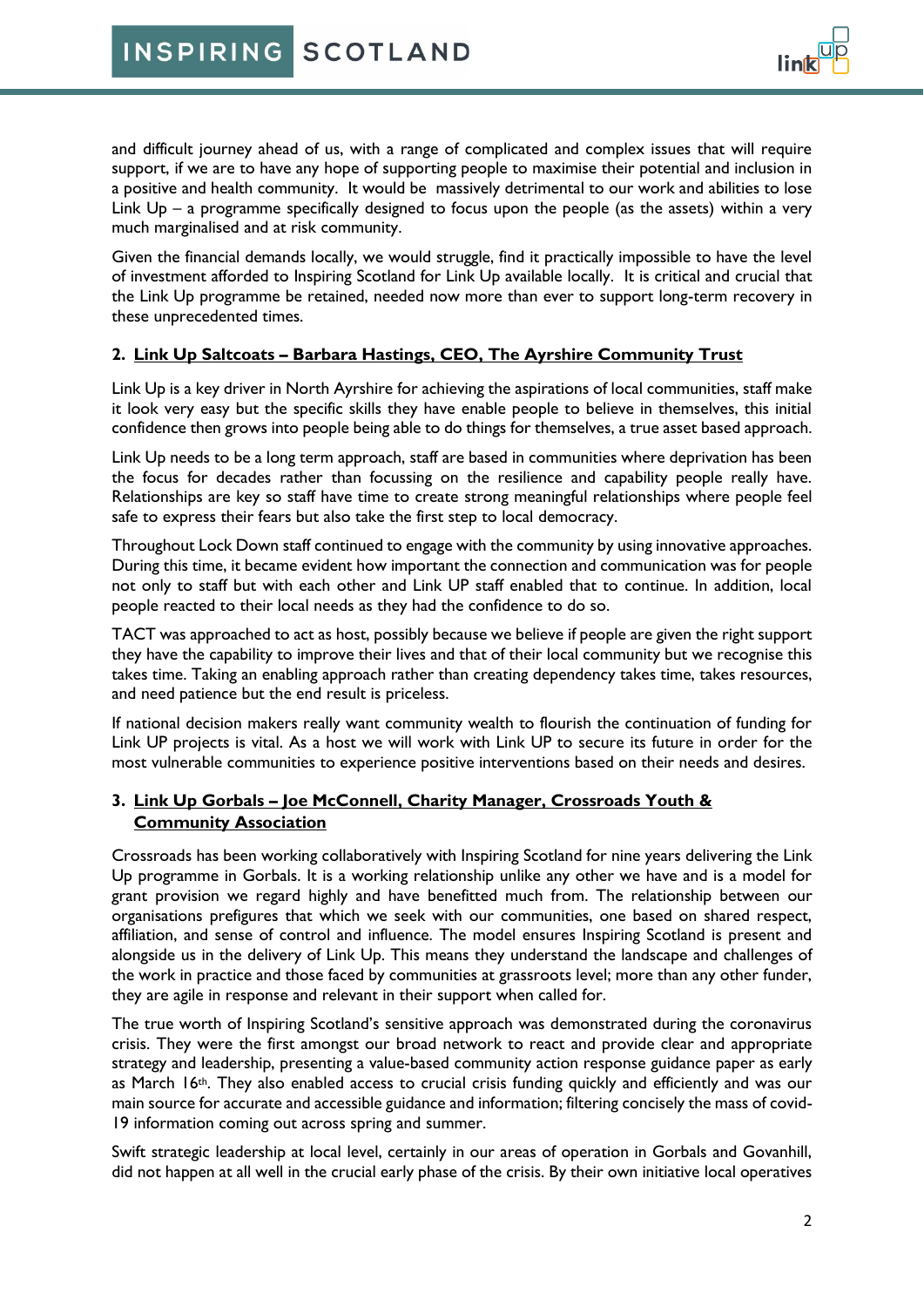and difficult journey ahead of us, with a range of complicated and complex issues that will require support, if we are to have any hope of supporting people to maximise their potential and inclusion in a positive and health community. It would be massively detrimental to our work and abilities to lose Link Up – a programme specifically designed to focus upon the people (as the assets) within a very much marginalised and at risk community.

Given the financial demands locally, we would struggle, find it practically impossible to have the level of investment afforded to Inspiring Scotland for Link Up available locally. It is critical and crucial that the Link Up programme be retained, needed now more than ever to support long-term recovery in these unprecedented times.

## 2. Link Up Saltcoats – Barbara Hastings, CEO, The Ayrshire Community Trust

Link Up is a key driver in North Ayrshire for achieving the aspirations of local communities, staff make it look very easy but the specific skills they have enable people to believe in themselves, this initial confidence then grows into people being able to do things for themselves, a true asset based approach.

Link Up needs to be a long term approach, staff are based in communities where deprivation has been the focus for decades rather than focussing on the resilience and capability people really have. Relationships are key so staff have time to create strong meaningful relationships where people feel safe to express their fears but also take the first step to local democracy.

Throughout Lock Down staff continued to engage with the community by using innovative approaches. During this time, it became evident how important the connection and communication was for people not only to staff but with each other and Link UP staff enabled that to continue. In addition, local people reacted to their local needs as they had the confidence to do so.

TACT was approached to act as host, possibly because we believe if people are given the right support they have the capability to improve their lives and that of their local community but we recognise this takes time. Taking an enabling approach rather than creating dependency takes time, takes resources, and need patience but the end result is priceless.

If national decision makers really want community wealth to flourish the continuation of funding for Link UP projects is vital. As a host we will work with Link UP to secure its future in order for the most vulnerable communities to experience positive interventions based on their needs and desires.

## 3. Link Up Gorbals – Joe McConnell, Charity Manager, Crossroads Youth & Community Association

Crossroads has been working collaboratively with Inspiring Scotland for nine years delivering the Link Up programme in Gorbals. It is a working relationship unlike any other we have and is a model for grant provision we regard highly and have benefitted much from. The relationship between our organisations prefigures that which we seek with our communities, one based on shared respect, affiliation, and sense of control and influence. The model ensures Inspiring Scotland is present and alongside us in the delivery of Link Up. This means they understand the landscape and challenges of the work in practice and those faced by communities at grassroots level; more than any other funder, they are agile in response and relevant in their support when called for.

The true worth of Inspiring Scotland's sensitive approach was demonstrated during the coronavirus crisis. They were the first amongst our broad network to react and provide clear and appropriate strategy and leadership, presenting a value-based community action response guidance paper as early as March 16th. They also enabled access to crucial crisis funding quickly and efficiently and was our main source for accurate and accessible guidance and information; filtering concisely the mass of covid-19 information coming out across spring and summer.

Swift strategic leadership at local level, certainly in our areas of operation in Gorbals and Govanhill, did not happen at all well in the crucial early phase of the crisis. By their own initiative local operatives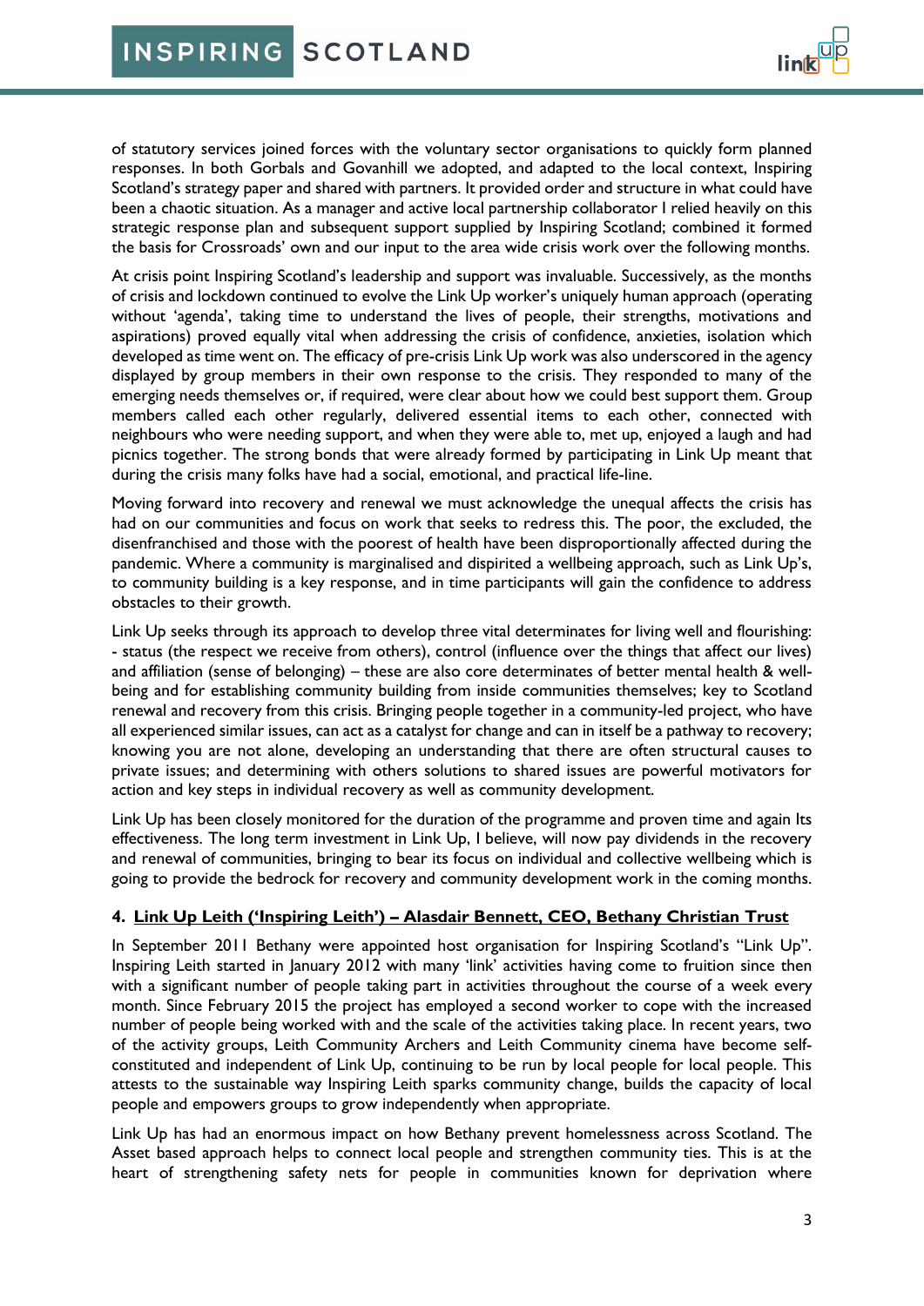of statutory services joined forces with the voluntary sector organisations to quickly form planned responses. In both Gorbals and Govanhill we adopted, and adapted to the local context, Inspiring Scotland's strategy paper and shared with partners. It provided order and structure in what could have been a chaotic situation. As a manager and active local partnership collaborator I relied heavily on this strategic response plan and subsequent support supplied by Inspiring Scotland; combined it formed the basis for Crossroads' own and our input to the area wide crisis work over the following months.

At crisis point Inspiring Scotland's leadership and support was invaluable. Successively, as the months of crisis and lockdown continued to evolve the Link Up worker's uniquely human approach (operating without 'agenda', taking time to understand the lives of people, their strengths, motivations and aspirations) proved equally vital when addressing the crisis of confidence, anxieties, isolation which developed as time went on. The efficacy of pre-crisis Link Up work was also underscored in the agency displayed by group members in their own response to the crisis. They responded to many of the emerging needs themselves or, if required, were clear about how we could best support them. Group members called each other regularly, delivered essential items to each other, connected with neighbours who were needing support, and when they were able to, met up, enjoyed a laugh and had picnics together. The strong bonds that were already formed by participating in Link Up meant that during the crisis many folks have had a social, emotional, and practical life-line.

Moving forward into recovery and renewal we must acknowledge the unequal affects the crisis has had on our communities and focus on work that seeks to redress this. The poor, the excluded, the disenfranchised and those with the poorest of health have been disproportionally affected during the pandemic. Where a community is marginalised and dispirited a wellbeing approach, such as Link Up's, to community building is a key response, and in time participants will gain the confidence to address obstacles to their growth.

Link Up seeks through its approach to develop three vital determinates for living well and flourishing: - status (the respect we receive from others), control (influence over the things that affect our lives) and affiliation (sense of belonging) – these are also core determinates of better mental health & well-being and for establishing community building from inside communities themselves; key to Scotland renewal and recovery from this crisis. Bringing people together in a community-led project, who have all experienced similar issues, can act as a catalyst for change and can in itself be a pathway to recovery; knowing you are not alone, developing an understanding that there are often structural causes to private issues; and determining with others solutions to shared issues are powerful motivators for action and key steps in individual recovery as well as community development.

Link Up has been closely monitored for the duration of the programme and proven time and again Its effectiveness. The long term investment in Link Up, I believe, will now pay dividends in the recovery and renewal of communities, bringing to bear its focus on individual and collective wellbeing which is going to provide the bedrock for recovery and community development work in the coming months.

### 4. Link Up Leith ('Inspiring Leith') – Alasdair Bennett, CEO, Bethany Christian Trust

In September 2011 Bethany were appointed host organisation for Inspiring Scotland's "Link Up". Inspiring Leith started in January 2012 with many 'link' activities having come to fruition since then with a significant number of people taking part in activities throughout the course of a week every month. Since February 2015 the project has employed a second worker to cope with the increased number of people being worked with and the scale of the activities taking place. In recent years, two of the activity groups, Leith Community Archers and Leith Community cinema have become self-constituted and independent of Link Up, continuing to be run by local people for local people. This attests to the sustainable way Inspiring Leith sparks community change, builds the capacity of local people and empowers groups to grow independently when appropriate.

Link Up has had an enormous impact on how Bethany prevent homelessness across Scotland. The Asset based approach helps to connect local people and strengthen community ties. This is at the heart of strengthening safety nets for people in communities known for deprivation where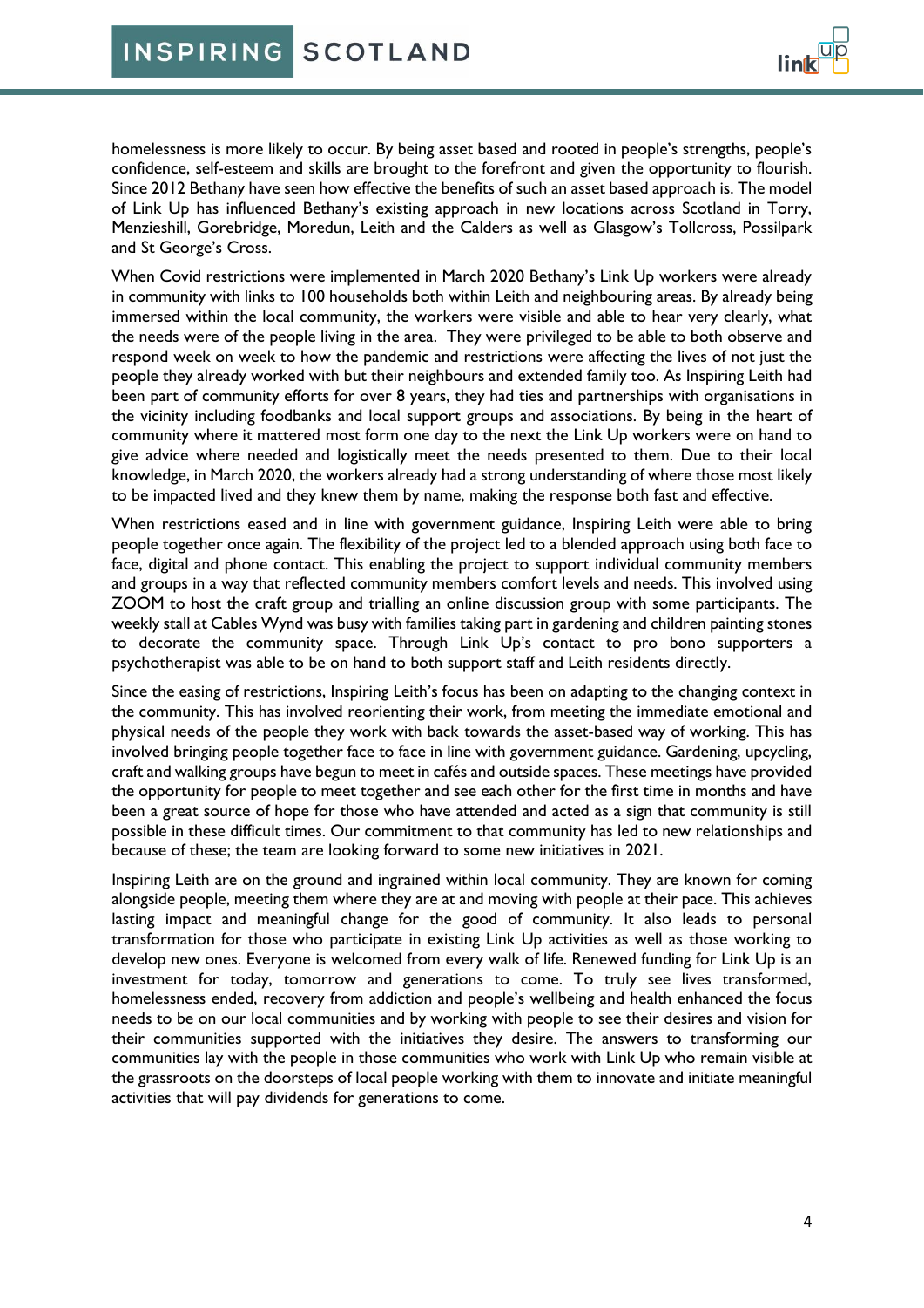homelessness is more likely to occur. By being asset based and rooted in people's strengths, people's confidence, self-esteem and skills are brought to the forefront and given the opportunity to flourish. Since 2012 Bethany have seen how effective the benefits of such an asset based approach is. The model of Link Up has influenced Bethany's existing approach in new locations across Scotland in Torry, Menzieshill, Gorebridge, Moredun, Leith and the Calders as well as Glasgow's Tollcross, Possilpark and St George's Cross.

When Covid restrictions were implemented in March 2020 Bethany's Link Up workers were already in community with links to 100 households both within Leith and neighbouring areas. By already being immersed within the local community, the workers were visible and able to hear very clearly, what the needs were of the people living in the area. They were privileged to be able to both observe and respond week on week to how the pandemic and restrictions were affecting the lives of not just the people they already worked with but their neighbours and extended family too. As Inspiring Leith had been part of community efforts for over 8 years, they had ties and partnerships with organisations in the vicinity including foodbanks and local support groups and associations. By being in the heart of community where it mattered most form one day to the next the Link Up workers were on hand to give advice where needed and logistically meet the needs presented to them. Due to their local knowledge, in March 2020, the workers already had a strong understanding of where those most likely to be impacted lived and they knew them by name, making the response both fast and effective.

When restrictions eased and in line with government guidance, Inspiring Leith were able to bring people together once again. The flexibility of the project led to a blended approach using both face to face, digital and phone contact. This enabling the project to support individual community members and groups in a way that reflected community members comfort levels and needs. This involved using ZOOM to host the craft group and trialling an online discussion group with some participants. The weekly stall at Cables Wynd was busy with families taking part in gardening and children painting stones to decorate the community space. Through Link Up's contact to pro bono supporters a psychotherapist was able to be on hand to both support staff and Leith residents directly.

Since the easing of restrictions, Inspiring Leith's focus has been on adapting to the changing context in the community. This has involved reorienting their work, from meeting the immediate emotional and physical needs of the people they work with back towards the asset-based way of working. This has involved bringing people together face to face in line with government guidance. Gardening, upcycling, craft and walking groups have begun to meet in cafés and outside spaces. These meetings have provided the opportunity for people to meet together and see each other for the first time in months and have been a great source of hope for those who have attended and acted as a sign that community is still possible in these difficult times. Our commitment to that community has led to new relationships and because of these; the team are looking forward to some new initiatives in 2021.

Inspiring Leith are on the ground and ingrained within local community. They are known for coming alongside people, meeting them where they are at and moving with people at their pace. This achieves lasting impact and meaningful change for the good of community. It also leads to personal transformation for those who participate in existing Link Up activities as well as those working to develop new ones. Everyone is welcomed from every walk of life. Renewed funding for Link Up is an investment for today, tomorrow and generations to come. To truly see lives transformed, homelessness ended, recovery from addiction and people's wellbeing and health enhanced the focus needs to be on our local communities and by working with people to see their desires and vision for their communities supported with the initiatives they desire. The answers to transforming our communities lay with the people in those communities who work with Link Up who remain visible at the grassroots on the doorsteps of local people working with them to innovate and initiate meaningful activities that will pay dividends for generations to come.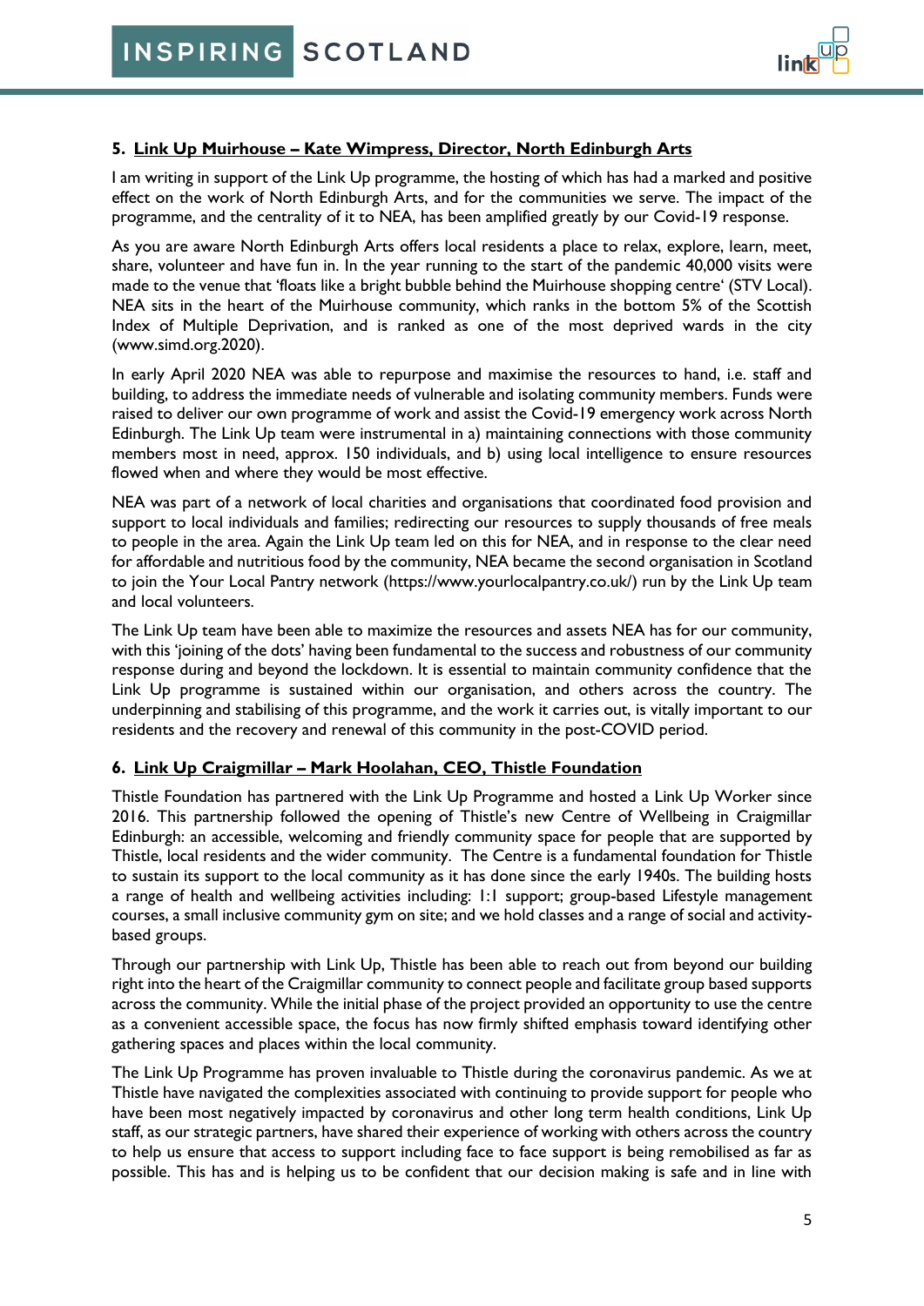### 5. <u>Link Up Muirhouse – Kate Wimpress, Director, North Edinburgh Arts</u>

I am writing in support of the Link Up programme, the hosting of which has had a marked and positive effect on the work of North Edinburgh Arts, and for the communities we serve. The impact of the programme, and the centrality of it to NEA, has been amplified greatly by our Covid-19 response.

As you are aware North Edinburgh Arts offers local residents a place to relax, explore, learn, meet, share, volunteer and have fun in. In the year running to the start of the pandemic 40,000 visits were made to the venue that 'floats like a bright bubble behind the Muirhouse shopping centre' (STV Local). NEA sits in the heart of the Muirhouse community, which ranks in the bottom 5% of the Scottish Index of Multiple Deprivation, and is ranked as one of the most deprived wards in the city (www.simd.org.2020).

In early April 2020 NEA was able to repurpose and maximise the resources to hand, i.e. staff and building, to address the immediate needs of vulnerable and isolating community members. Funds were raised to deliver our own programme of work and assist the Covid-19 emergency work across North Edinburgh. The Link Up team were instrumental in a) maintaining connections with those community members most in need, approx. 150 individuals, and b) using local intelligence to ensure resources flowed when and where they would be most effective.

NEA was part of a network of local charities and organisations that coordinated food provision and support to local individuals and families; redirecting our resources to supply thousands of free meals to people in the area. Again the Link Up team led on this for NEA, and in response to the clear need for affordable and nutritious food by the community, NEA became the second organisation in Scotland to join the Your Local Pantry network (https://www.yourlocalpantry.co.uk/) run by the Link Up team and local volunteers.

The Link Up team have been able to maximize the resources and assets NEA has for our community, with this 'joining of the dots' having been fundamental to the success and robustness of our community response during and beyond the lockdown. It is essential to maintain community confidence that the Link Up programme is sustained within our organisation, and others across the country. The underpinning and stabilising of this programme, and the work it carries out, is vitally important to our residents and the recovery and renewal of this community in the post-COVID period.

### 6. <u>Link Up Craigmillar – Mark Hoolahan, CEO, Thistle Foundation</u>

Thistle Foundation has partnered with the Link Up Programme and hosted a Link Up Worker since 2016. This partnership followed the opening of Thistle's new Centre of Wellbeing in Craigmillar Edinburgh: an accessible, welcoming and friendly community space for people that are supported by Thistle, local residents and the wider community. The Centre is a fundamental foundation for Thistle to sustain its support to the local community as it has done since the early 1940s. The building hosts a range of health and wellbeing activities including: 1:1 support; group-based Lifestyle management courses, a small inclusive community gym on site; and we hold classes and a range of social and activity-based groups.

Through our partnership with Link Up, Thistle has been able to reach out from beyond our building right into the heart of the Craigmillar community to connect people and facilitate group based supports across the community. While the initial phase of the project provided an opportunity to use the centre as a convenient accessible space, the focus has now firmly shifted emphasis toward identifying other gathering spaces and places within the local community.

The Link Up Programme has proven invaluable to Thistle during the coronavirus pandemic. As we at Thistle have navigated the complexities associated with continuing to provide support for people who have been most negatively impacted by coronavirus and other long term health conditions, Link Up staff, as our strategic partners, have shared their experience of working with others across the country to help us ensure that access to support including face to face support is being remobilised as far as possible. This has and is helping us to be confident that our decision making is safe and in line with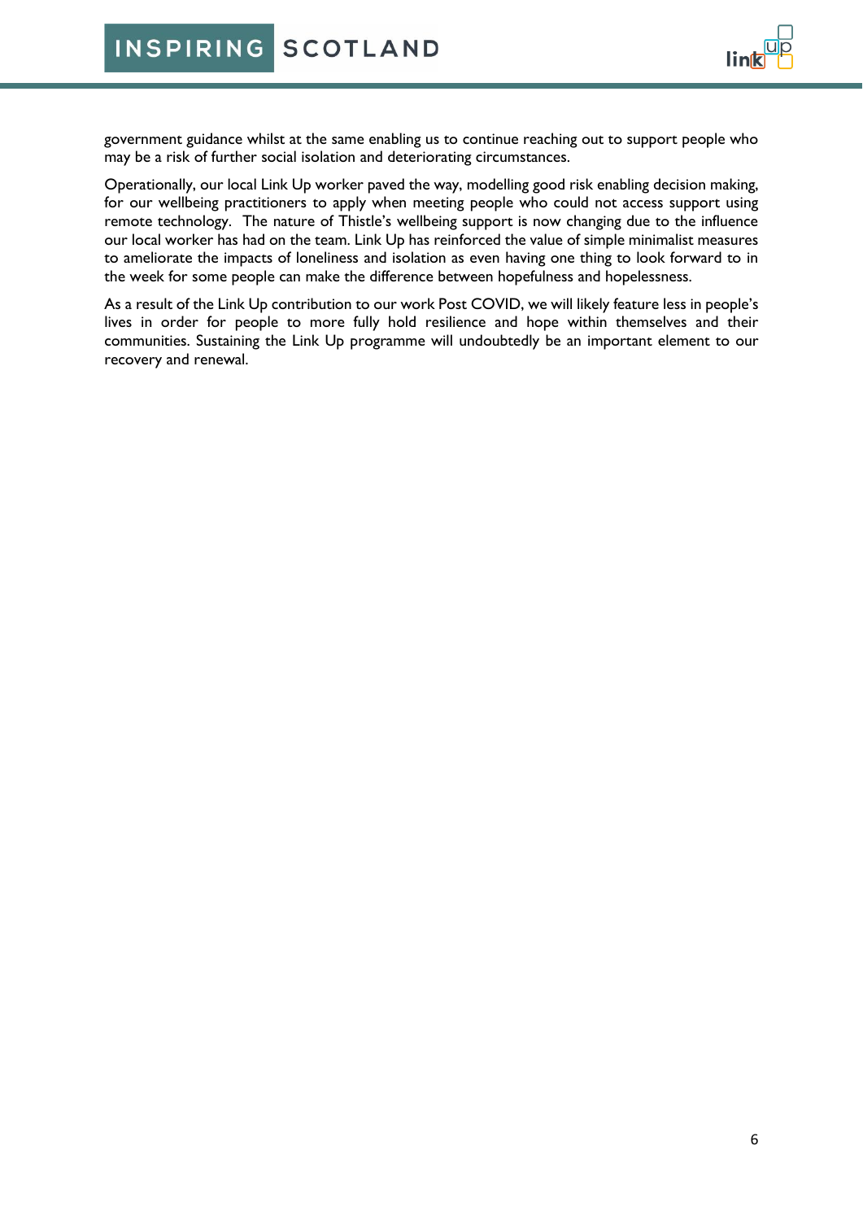government guidance whilst at the same enabling us to continue reaching out to support people who may be a risk of further social isolation and deteriorating circumstances.

Operationally, our local Link Up worker paved the way, modelling good risk enabling decision making, for our wellbeing practitioners to apply when meeting people who could not access support using remote technology. The nature of Thistle's wellbeing support is now changing due to the influence our local worker has had on the team. Link Up has reinforced the value of simple minimalist measures to ameliorate the impacts of loneliness and isolation as even having one thing to look forward to in the week for some people can make the difference between hopefulness and hopelessness.

As a result of the Link Up contribution to our work Post COVID, we will likely feature less in people's lives in order for people to more fully hold resilience and hope within themselves and their communities. Sustaining the Link Up programme will undoubtedly be an important element to our recovery and renewal.